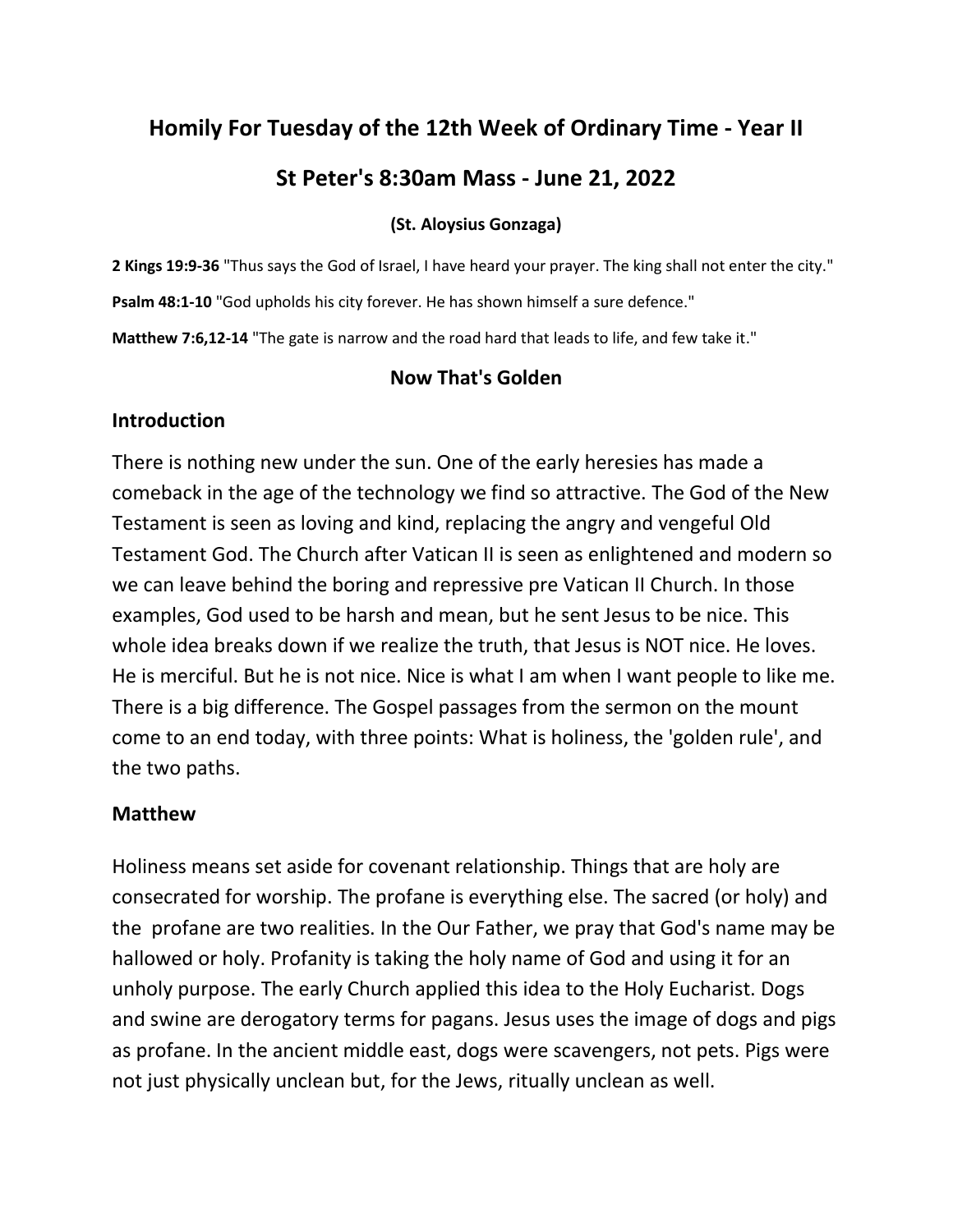# Homily For Tuesday of the 12th Week of Ordinary Time - Year II

## St Peter's 8:30am Mass - June 21, 2022

**(St. Aloysius Gonzaga)**

**2 Kings 19:9-36** "Thus says the God of Israel, I have heard your prayer. The king shall not enter the city."

**Psalm 48:1-10** "God upholds his city forever. He has shown himself a sure defence."

**Matthew 7:6,12-14** "The gate is narrow and the road hard that leads to life, and few take it."

### Now That's Golden

### Introduction

There is nothing new under the sun. One of the early heresies has made a comeback in the age of the technology we find so attractive. The God of the New Testament is seen as loving and kind, replacing the angry and vengeful Old Testament God. The Church after Vatican II is seen as enlightened and modern so we can leave behind the boring and repressive pre Vatican II Church. In those examples, God used to be harsh and mean, but he sent Jesus to be nice. This whole idea breaks down if we realize the truth, that Jesus is NOT nice. He loves. He is merciful. But he is not nice. Nice is what I am when I want people to like me. There is a big difference. The Gospel passages from the sermon on the mount come to an end today, with three points: What is holiness, the 'golden rule', and the two paths.

### Matthew

Holiness means set aside for covenant relationship. Things that are holy are consecrated for worship. The profane is everything else. The sacred (or holy) and the profane are two realities. In the Our Father, we pray that God's name may be hallowed or holy. Profanity is taking the holy name of God and using it for an unholy purpose. The early Church applied this idea to the Holy Eucharist. Dogs and swine are derogatory terms for pagans. Jesus uses the image of dogs and pigs as profane. In the ancient middle east, dogs were scavengers, not pets. Pigs were not just physically unclean but, for the Jews, ritually unclean as well.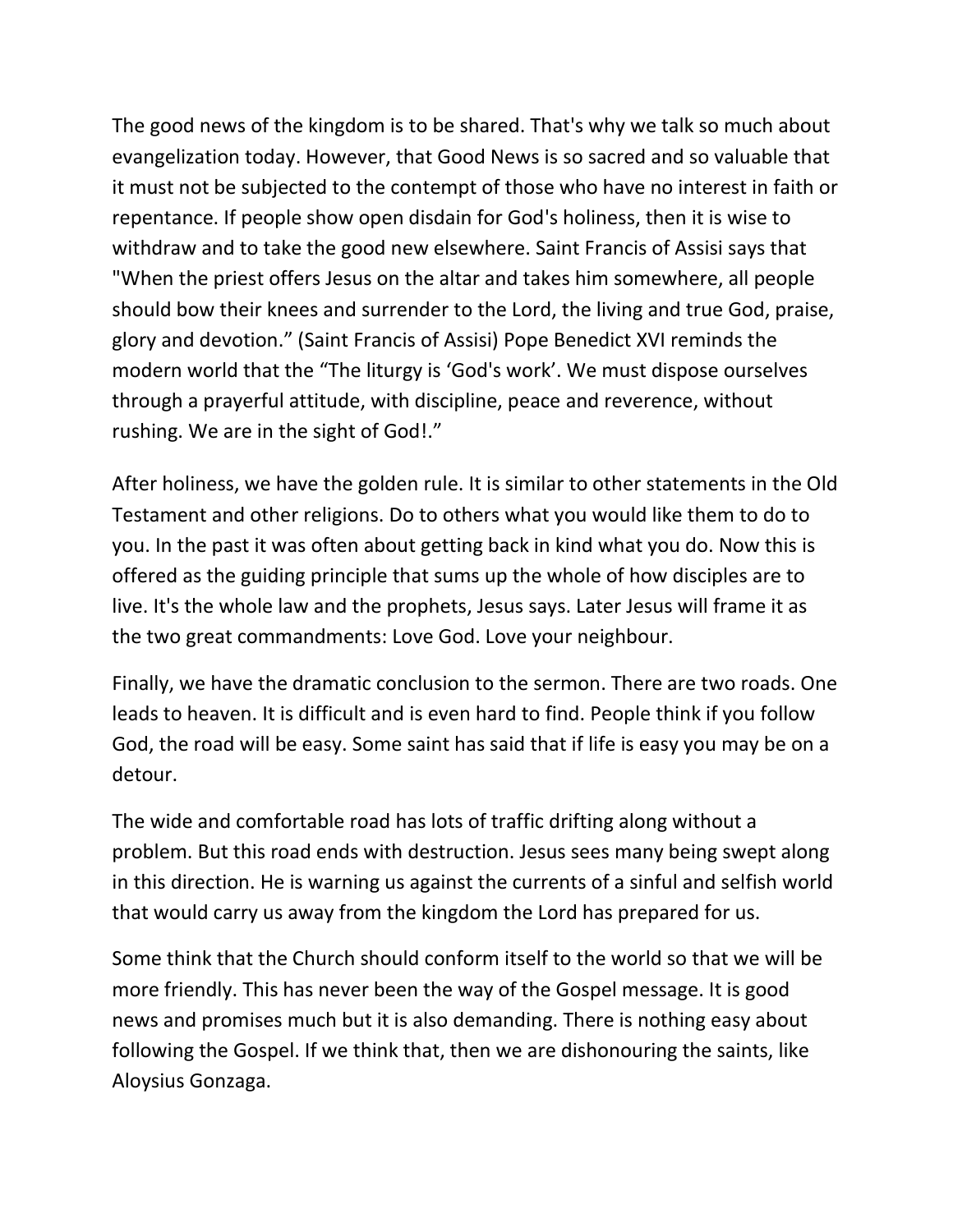The good news of the kingdom is to be shared. That's why we talk so much about evangelization today. However, that Good News is so sacred and so valuable that it must not be subjected to the contempt of those who have no interest in faith or repentance. If people show open disdain for God's holiness, then it is wise to withdraw and to take the good new elsewhere. Saint Francis of Assisi says that "When the priest offers Jesus on the altar and takes him somewhere, all people should bow their knees and surrender to the Lord, the living and true God, praise, glory and devotion." (Saint Francis of Assisi) Pope Benedict XVI reminds the modern world that the "The liturgy is 'God's work'. We must dispose ourselves through a prayerful attitude, with discipline, peace and reverence, without rushing. We are in the sight of God!."

After holiness, we have the golden rule. It is similar to other statements in the Old Testament and other religions. Do to others what you would like them to do to you. In the past it was often about getting back in kind what you do. Now this is offered as the guiding principle that sums up the whole of how disciples are to live. It's the whole law and the prophets, Jesus says. Later Jesus will frame it as the two great commandments: Love God. Love your neighbour.

Finally, we have the dramatic conclusion to the sermon. There are two roads. One leads to heaven. It is difficult and is even hard to find. People think if you follow God, the road will be easy. Some saint has said that if life is easy you may be on a detour.

The wide and comfortable road has lots of traffic drifting along without a problem. But this road ends with destruction. Jesus sees many being swept along in this direction. He is warning us against the currents of a sinful and selfish world that would carry us away from the kingdom the Lord has prepared for us.

Some think that the Church should conform itself to the world so that we will be more friendly. This has never been the way of the Gospel message. It is good news and promises much but it is also demanding. There is nothing easy about following the Gospel. If we think that, then we are dishonouring the saints, like Aloysius Gonzaga.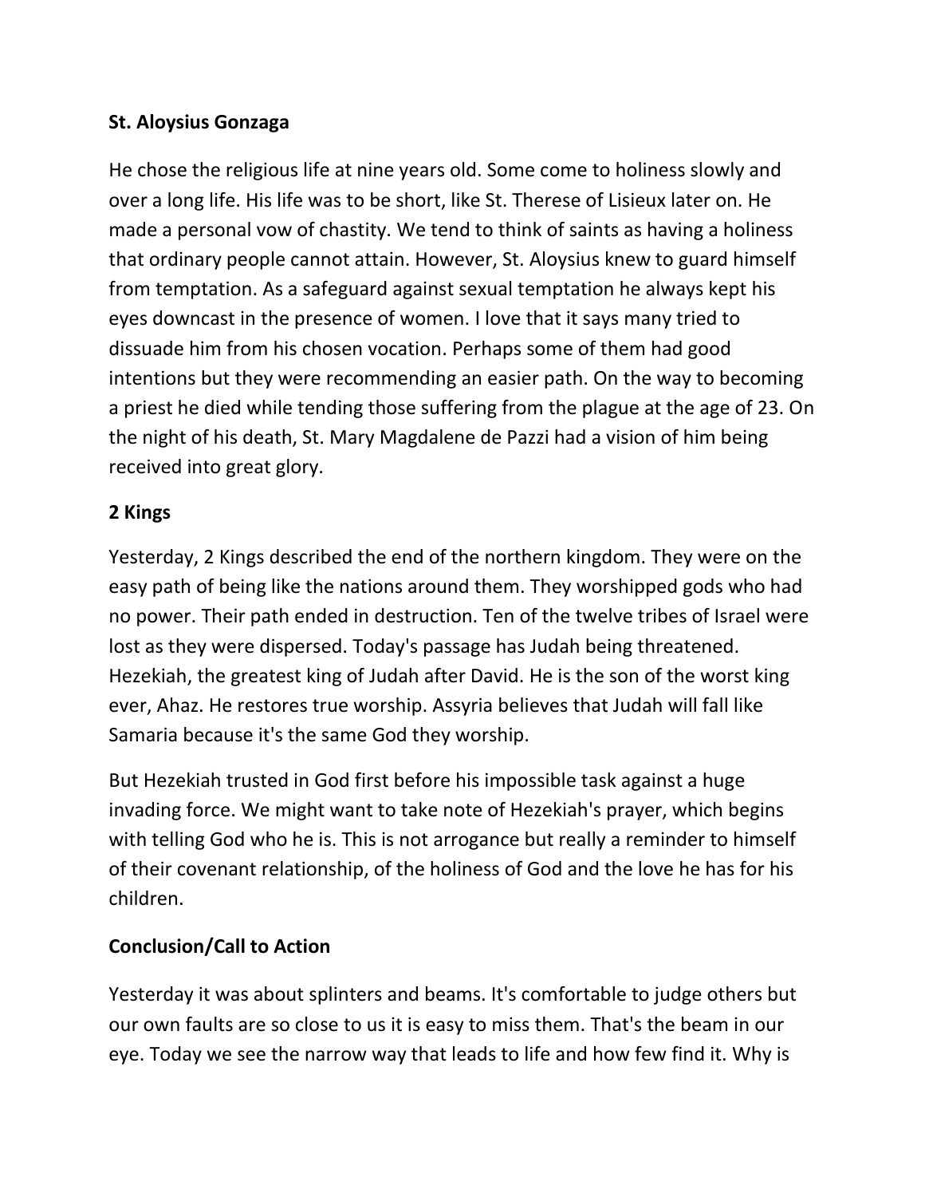**St. Aloysius Gonzaga**

He chose the religious life at nine years old. Some come to holiness slowly and over a long life. His life was to be short, like St. Therese of Lisieux later on. He made a personal vow of chastity. We tend to think of saints as having a holiness that ordinary people cannot attain. However, St. Aloysius knew to guard himself from temptation. As a safeguard against sexual temptation he always kept his eyes downcast in the presence of women. I love that it says many tried to dissuade him from his chosen vocation. Perhaps some of them had good intentions but they were recommending an easier path. On the way to becoming a priest he died while tending those suffering from the plague at the age of 23. On the night of his death, St. Mary Magdalene de Pazzi had a vision of him being received into great glory.

**2 Kings**

Yesterday, 2 Kings described the end of the northern kingdom. They were on the easy path of being like the nations around them. They worshipped gods who had no power. Their path ended in destruction. Ten of the twelve tribes of Israel were lost as they were dispersed. Today's passage has Judah being threatened. Hezekiah, the greatest king of Judah after David. He is the son of the worst king ever, Ahaz. He restores true worship. Assyria believes that Judah will fall like Samaria because it's the same God they worship.

But Hezekiah trusted in God first before his impossible task against a huge invading force. We might want to take note of Hezekiah's prayer, which begins with telling God who he is. This is not arrogance but really a reminder to himself of their covenant relationship, of the holiness of God and the love he has for his children.

**Conclusion/Call to Action**

Yesterday it was about splinters and beams. It's comfortable to judge others but our own faults are so close to us it is easy to miss them. That's the beam in our eye. Today we see the narrow way that leads to life and how few find it. Why is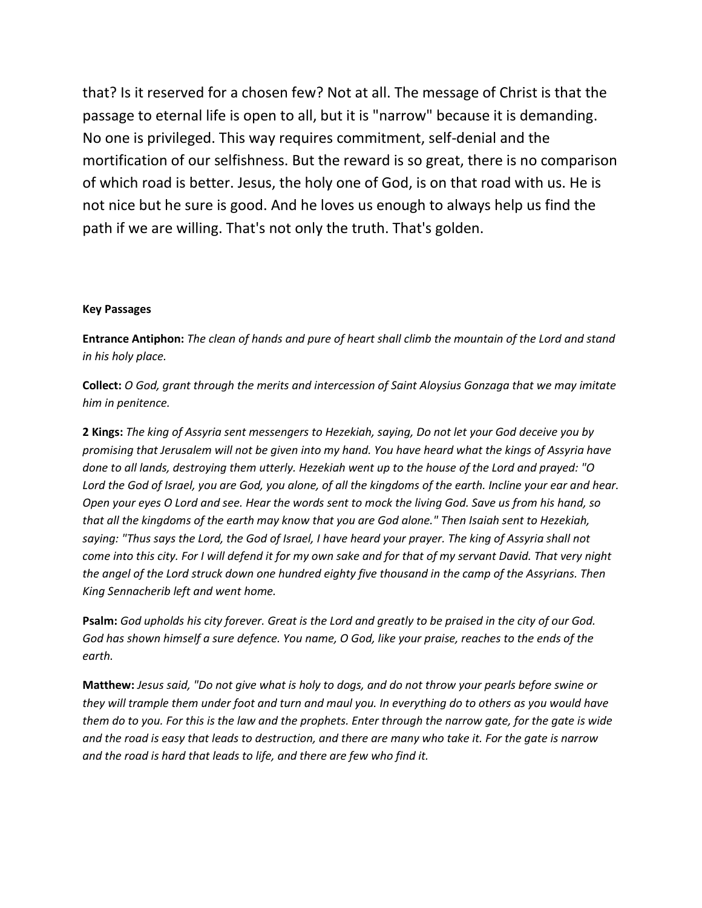that? Is it reserved for a chosen few? Not at all. The message of Christ is that the passage to eternal life is open to all, but it is "narrow" because it is demanding. No one is privileged. This way requires commitment, self-denial and the mortification of our selfishness. But the reward is so great, there is no comparison of which road is better. Jesus, the holy one of God, is on that road with us. He is not nice but he sure is good. And he loves us enough to always help us find the path if we are willing. That's not only the truth. That's golden.

**Key Passages**

**Entrance Antiphon:** *The clean of hands and pure of heart shall climb the mountain of the Lord and stand in his holy place.*

**Collect:** *O God, grant through the merits and intercession of Saint Aloysius Gonzaga that we may imitate him in penitence.*

**2 Kings:** *The king of Assyria sent messengers to Hezekiah, saying, Do not let your God deceive you by promising that Jerusalem will not be given into my hand. You have heard what the kings of Assyria have done to all lands, destroying them utterly. Hezekiah went up to the house of the Lord and prayed: "O Lord the God of Israel, you are God, you alone, of all the kingdoms of the earth. Incline your ear and hear. Open your eyes O Lord and see. Hear the words sent to mock the living God. Save us from his hand, so that all the kingdoms of the earth may know that you are God alone." Then Isaiah sent to Hezekiah, saying: "Thus says the Lord, the God of Israel, I have heard your prayer. The king of Assyria shall not come into this city. For I will defend it for my own sake and for that of my servant David. That very night the angel of the Lord struck down one hundred eighty five thousand in the camp of the Assyrians. Then King Sennacherib left and went home.*

**Psalm:** *God upholds his city forever. Great is the Lord and greatly to be praised in the city of our God. God has shown himself a sure defence. You name, O God, like your praise, reaches to the ends of the earth.*

**Matthew:** *Jesus said, "Do not give what is holy to dogs, and do not throw your pearls before swine or they will trample them under foot and turn and maul you. In everything do to others as you would have them do to you. For this is the law and the prophets. Enter through the narrow gate, for the gate is wide and the road is easy that leads to destruction, and there are many who take it. For the gate is narrow and the road is hard that leads to life, and there are few who find it.*